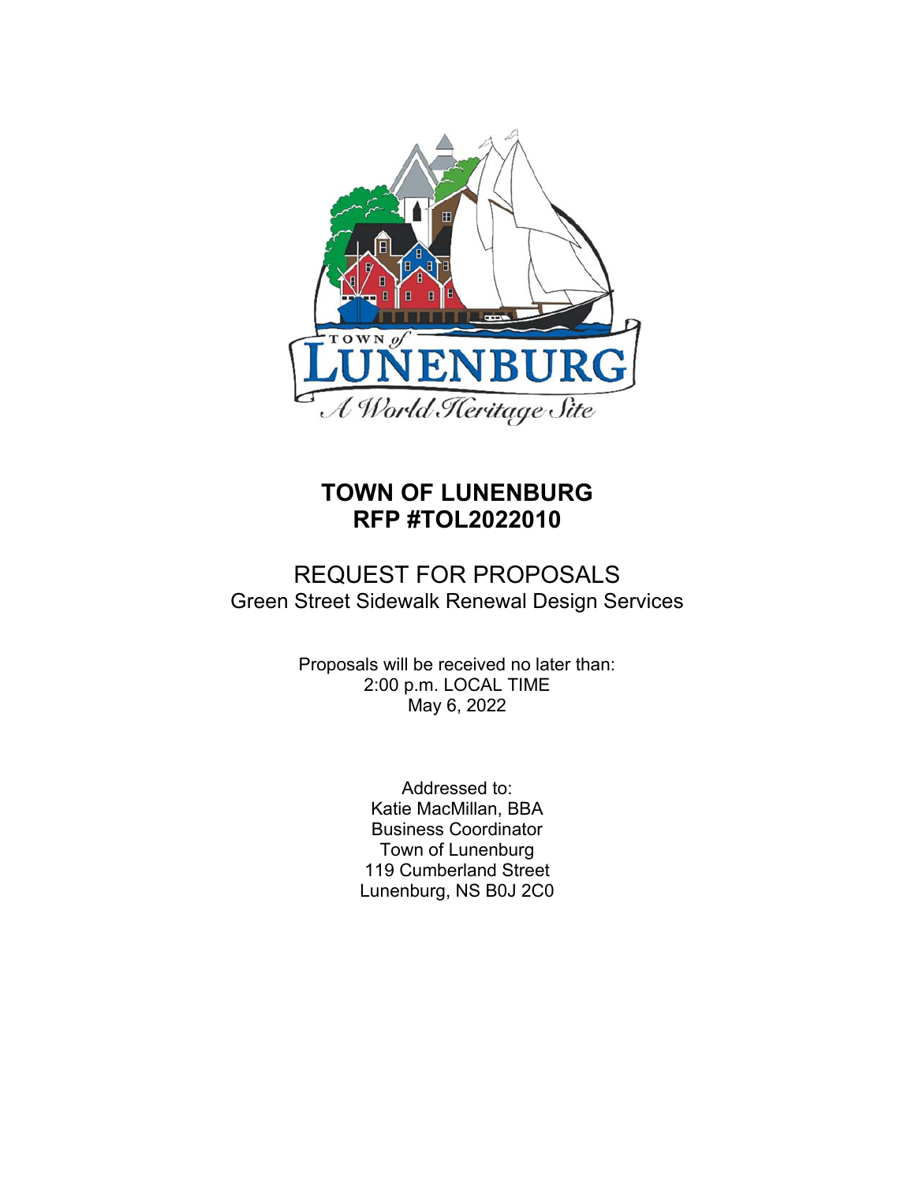# TOWN OF LUNENBURG
# RFP #TOL2022010

## REQUEST FOR PROPOSALS
Green Street Sidewalk Renewal Design Services

Proposals will be received no later than:
2:00 p.m. LOCAL TIME
May 6, 2022

Addressed to:
Katie MacMillan, BBA
Business Coordinator
Town of Lunenburg
119 Cumberland Street
Lunenburg, NS B0J 2C0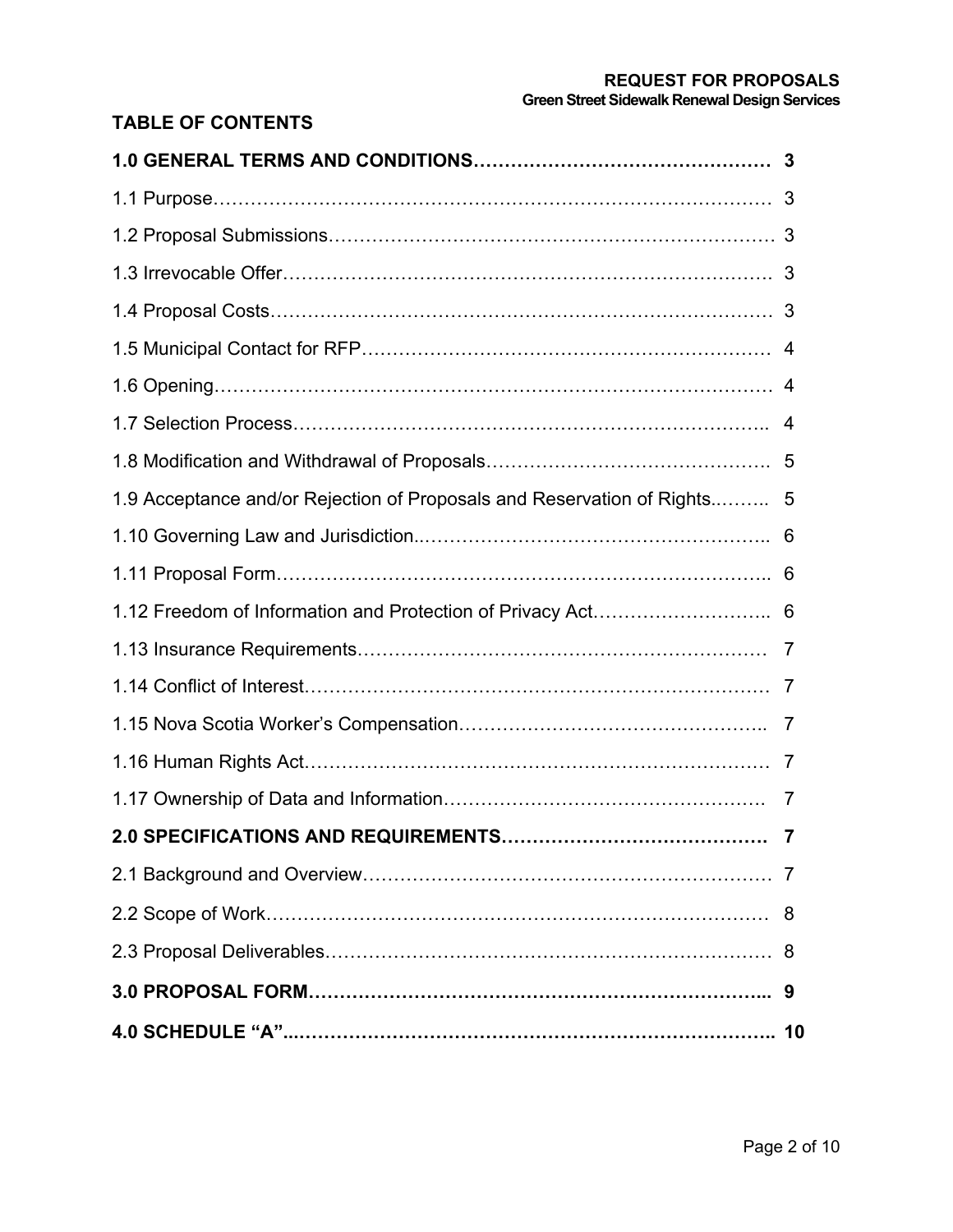## TABLE OF CONTENTS

| | |
|---|---|
| **1.0 GENERAL TERMS AND CONDITIONS** | **3** |
| 1.1 Purpose | 3 |
| 1.2 Proposal Submissions | 3 |
| 1.3 Irrevocable Offer | 3 |
| 1.4 Proposal Costs | 3 |
| 1.5 Municipal Contact for RFP | 4 |
| 1.6 Opening | 4 |
| 1.7 Selection Process | 4 |
| 1.8 Modification and Withdrawal of Proposals | 5 |
| 1.9 Acceptance and/or Rejection of Proposals and Reservation of Rights | 5 |
| 1.10 Governing Law and Jurisdiction | 6 |
| 1.11 Proposal Form | 6 |
| 1.12 Freedom of Information and Protection of Privacy Act | 6 |
| 1.13 Insurance Requirements | 7 |
| 1.14 Conflict of Interest | 7 |
| 1.15 Nova Scotia Worker's Compensation | 7 |
| 1.16 Human Rights Act | 7 |
| 1.17 Ownership of Data and Information | 7 |
| **2.0 SPECIFICATIONS AND REQUIREMENTS** | **7** |
| 2.1 Background and Overview | 7 |
| 2.2 Scope of Work | 8 |
| 2.3 Proposal Deliverables | 8 |
| **3.0 PROPOSAL FORM** | **9** |
| **4.0 SCHEDULE "A"** | **10** |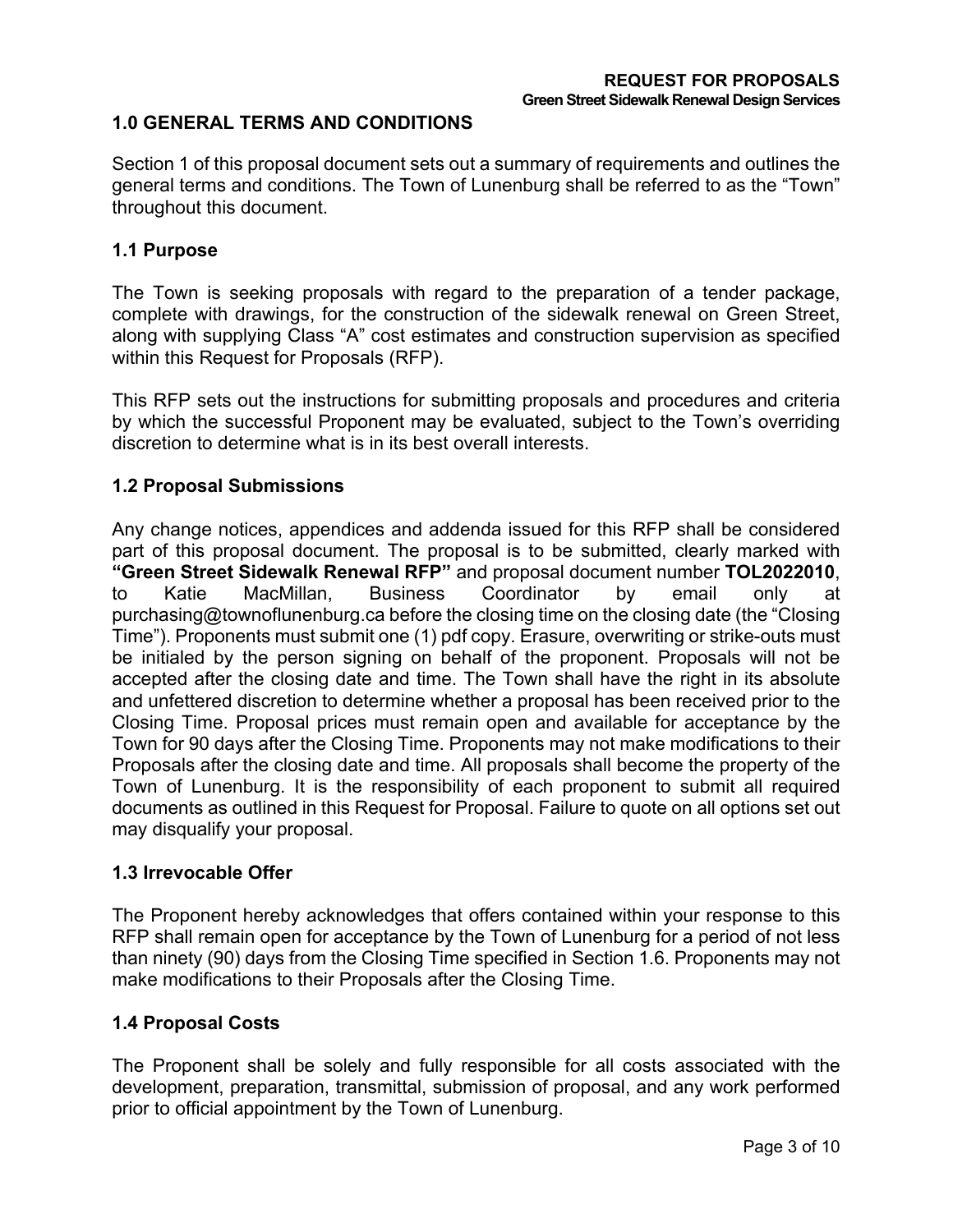## 1.0 GENERAL TERMS AND CONDITIONS

Section 1 of this proposal document sets out a summary of requirements and outlines the general terms and conditions. The Town of Lunenburg shall be referred to as the "Town" throughout this document.

### 1.1 Purpose

The Town is seeking proposals with regard to the preparation of a tender package, complete with drawings, for the construction of the sidewalk renewal on Green Street, along with supplying Class "A" cost estimates and construction supervision as specified within this Request for Proposals (RFP).

This RFP sets out the instructions for submitting proposals and procedures and criteria by which the successful Proponent may be evaluated, subject to the Town's overriding discretion to determine what is in its best overall interests.

### 1.2 Proposal Submissions

Any change notices, appendices and addenda issued for this RFP shall be considered part of this proposal document. The proposal is to be submitted, clearly marked with **"Green Street Sidewalk Renewal RFP"** and proposal document number **TOL2022010**, to Katie MacMillan, Business Coordinator by email only at purchasing@townoflunenburg.ca before the closing time on the closing date (the "Closing Time"). Proponents must submit one (1) pdf copy. Erasure, overwriting or strike-outs must be initialed by the person signing on behalf of the proponent. Proposals will not be accepted after the closing date and time. The Town shall have the right in its absolute and unfettered discretion to determine whether a proposal has been received prior to the Closing Time. Proposal prices must remain open and available for acceptance by the Town for 90 days after the Closing Time. Proponents may not make modifications to their Proposals after the closing date and time. All proposals shall become the property of the Town of Lunenburg. It is the responsibility of each proponent to submit all required documents as outlined in this Request for Proposal. Failure to quote on all options set out may disqualify your proposal.

### 1.3 Irrevocable Offer

The Proponent hereby acknowledges that offers contained within your response to this RFP shall remain open for acceptance by the Town of Lunenburg for a period of not less than ninety (90) days from the Closing Time specified in Section 1.6. Proponents may not make modifications to their Proposals after the Closing Time.

### 1.4 Proposal Costs

The Proponent shall be solely and fully responsible for all costs associated with the development, preparation, transmittal, submission of proposal, and any work performed prior to official appointment by the Town of Lunenburg.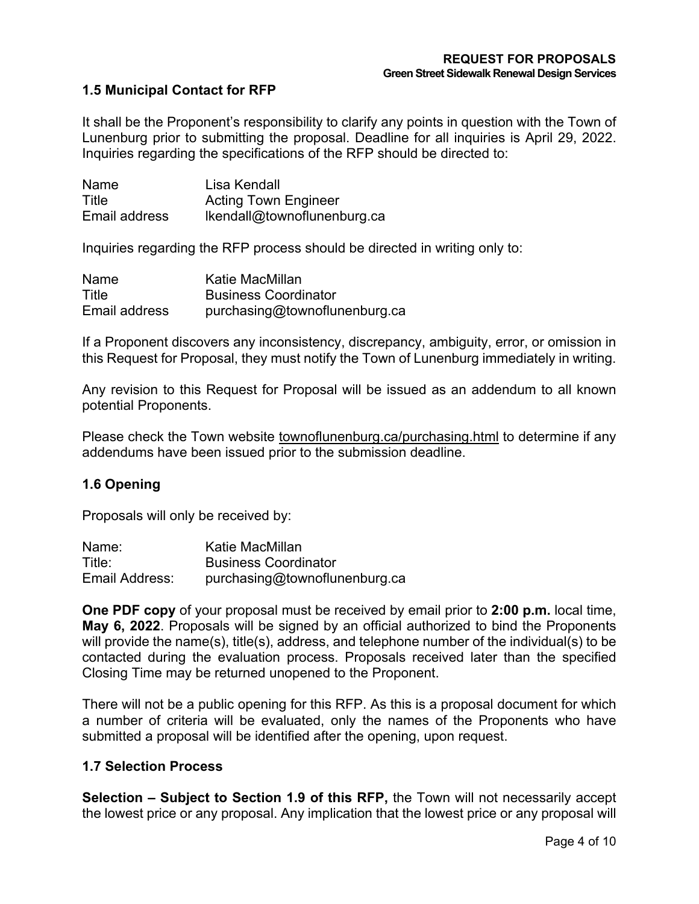### 1.5 Municipal Contact for RFP

It shall be the Proponent's responsibility to clarify any points in question with the Town of Lunenburg prior to submitting the proposal. Deadline for all inquiries is April 29, 2022. Inquiries regarding the specifications of the RFP should be directed to:

| | |
|---|---|
| Name | Lisa Kendall |
| Title | Acting Town Engineer |
| Email address | lkendall@townoflunenburg.ca |

Inquiries regarding the RFP process should be directed in writing only to:

| | |
|---|---|
| Name | Katie MacMillan |
| Title | Business Coordinator |
| Email address | purchasing@townoflunenburg.ca |

If a Proponent discovers any inconsistency, discrepancy, ambiguity, error, or omission in this Request for Proposal, they must notify the Town of Lunenburg immediately in writing.

Any revision to this Request for Proposal will be issued as an addendum to all known potential Proponents.

Please check the Town website townoflunenburg.ca/purchasing.html to determine if any addendums have been issued prior to the submission deadline.

### 1.6 Opening

Proposals will only be received by:

| | |
|---|---|
| Name: | Katie MacMillan |
| Title: | Business Coordinator |
| Email Address: | purchasing@townoflunenburg.ca |

**One PDF copy** of your proposal must be received by email prior to **2:00 p.m.** local time, **May 6, 2022**. Proposals will be signed by an official authorized to bind the Proponents will provide the name(s), title(s), address, and telephone number of the individual(s) to be contacted during the evaluation process. Proposals received later than the specified Closing Time may be returned unopened to the Proponent.

There will not be a public opening for this RFP. As this is a proposal document for which a number of criteria will be evaluated, only the names of the Proponents who have submitted a proposal will be identified after the opening, upon request.

### 1.7 Selection Process

**Selection – Subject to Section 1.9 of this RFP,** the Town will not necessarily accept the lowest price or any proposal. Any implication that the lowest price or any proposal will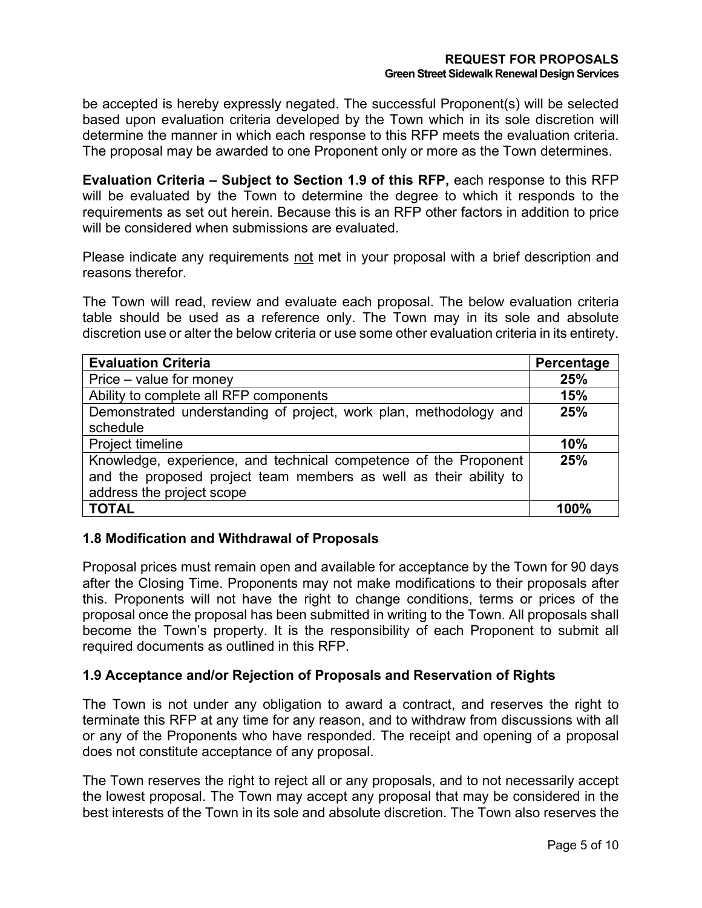be accepted is hereby expressly negated. The successful Proponent(s) will be selected based upon evaluation criteria developed by the Town which in its sole discretion will determine the manner in which each response to this RFP meets the evaluation criteria. The proposal may be awarded to one Proponent only or more as the Town determines.

**Evaluation Criteria – Subject to Section 1.9 of this RFP,** each response to this RFP will be evaluated by the Town to determine the degree to which it responds to the requirements as set out herein. Because this is an RFP other factors in addition to price will be considered when submissions are evaluated.

Please indicate any requirements <u>not</u> met in your proposal with a brief description and reasons therefor.

The Town will read, review and evaluate each proposal. The below evaluation criteria table should be used as a reference only. The Town may in its sole and absolute discretion use or alter the below criteria or use some other evaluation criteria in its entirety.

| Evaluation Criteria | Percentage |
|---|---|
| Price – value for money | **25%** |
| Ability to complete all RFP components | **15%** |
| Demonstrated understanding of project, work plan, methodology and schedule | **25%** |
| Project timeline | **10%** |
| Knowledge, experience, and technical competence of the Proponent and the proposed project team members as well as their ability to address the project scope | **25%** |
| **TOTAL** | **100%** |

### 1.8 Modification and Withdrawal of Proposals

Proposal prices must remain open and available for acceptance by the Town for 90 days after the Closing Time. Proponents may not make modifications to their proposals after this. Proponents will not have the right to change conditions, terms or prices of the proposal once the proposal has been submitted in writing to the Town. All proposals shall become the Town's property. It is the responsibility of each Proponent to submit all required documents as outlined in this RFP.

### 1.9 Acceptance and/or Rejection of Proposals and Reservation of Rights

The Town is not under any obligation to award a contract, and reserves the right to terminate this RFP at any time for any reason, and to withdraw from discussions with all or any of the Proponents who have responded. The receipt and opening of a proposal does not constitute acceptance of any proposal.

The Town reserves the right to reject all or any proposals, and to not necessarily accept the lowest proposal. The Town may accept any proposal that may be considered in the best interests of the Town in its sole and absolute discretion. The Town also reserves the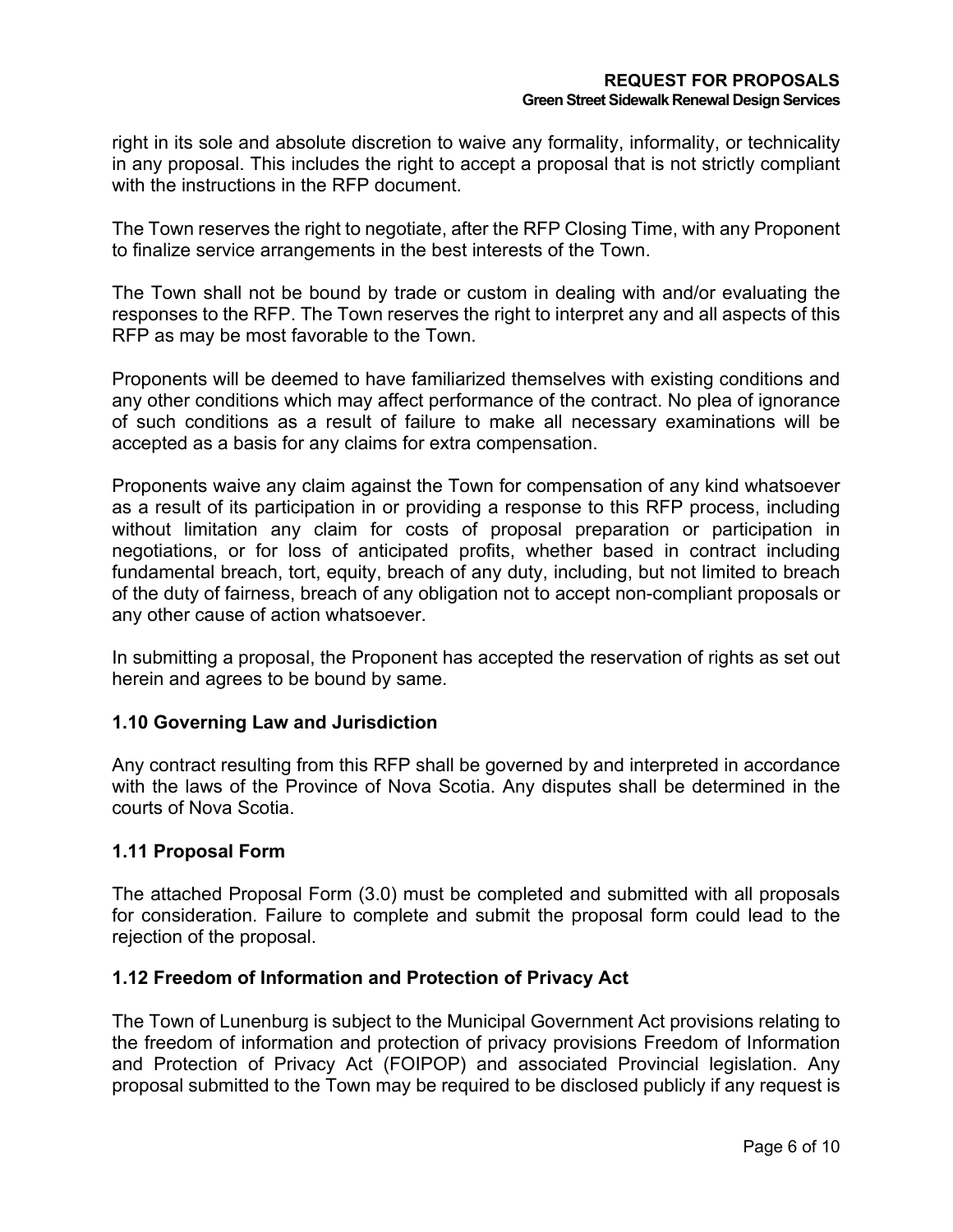right in its sole and absolute discretion to waive any formality, informality, or technicality in any proposal. This includes the right to accept a proposal that is not strictly compliant with the instructions in the RFP document.

The Town reserves the right to negotiate, after the RFP Closing Time, with any Proponent to finalize service arrangements in the best interests of the Town.

The Town shall not be bound by trade or custom in dealing with and/or evaluating the responses to the RFP. The Town reserves the right to interpret any and all aspects of this RFP as may be most favorable to the Town.

Proponents will be deemed to have familiarized themselves with existing conditions and any other conditions which may affect performance of the contract. No plea of ignorance of such conditions as a result of failure to make all necessary examinations will be accepted as a basis for any claims for extra compensation.

Proponents waive any claim against the Town for compensation of any kind whatsoever as a result of its participation in or providing a response to this RFP process, including without limitation any claim for costs of proposal preparation or participation in negotiations, or for loss of anticipated profits, whether based in contract including fundamental breach, tort, equity, breach of any duty, including, but not limited to breach of the duty of fairness, breach of any obligation not to accept non-compliant proposals or any other cause of action whatsoever.

In submitting a proposal, the Proponent has accepted the reservation of rights as set out herein and agrees to be bound by same.

### 1.10 Governing Law and Jurisdiction

Any contract resulting from this RFP shall be governed by and interpreted in accordance with the laws of the Province of Nova Scotia. Any disputes shall be determined in the courts of Nova Scotia.

### 1.11 Proposal Form

The attached Proposal Form (3.0) must be completed and submitted with all proposals for consideration. Failure to complete and submit the proposal form could lead to the rejection of the proposal.

### 1.12 Freedom of Information and Protection of Privacy Act

The Town of Lunenburg is subject to the Municipal Government Act provisions relating to the freedom of information and protection of privacy provisions Freedom of Information and Protection of Privacy Act (FOIPOP) and associated Provincial legislation. Any proposal submitted to the Town may be required to be disclosed publicly if any request is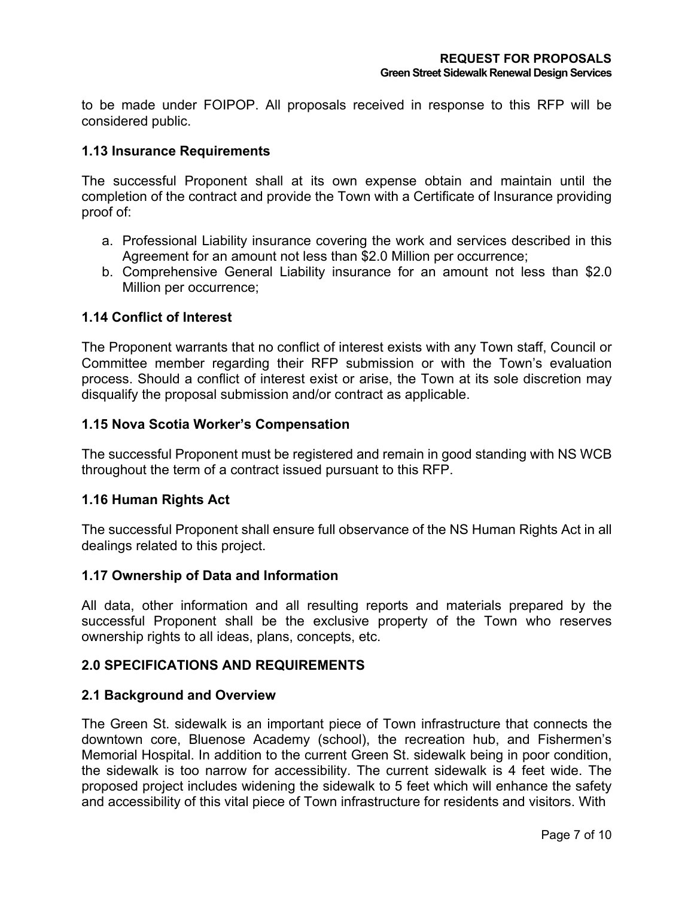to be made under FOIPOP. All proposals received in response to this RFP will be considered public.

### 1.13 Insurance Requirements

The successful Proponent shall at its own expense obtain and maintain until the completion of the contract and provide the Town with a Certificate of Insurance providing proof of:

a. Professional Liability insurance covering the work and services described in this Agreement for an amount not less than $2.0 Million per occurrence;
b. Comprehensive General Liability insurance for an amount not less than $2.0 Million per occurrence;

### 1.14 Conflict of Interest

The Proponent warrants that no conflict of interest exists with any Town staff, Council or Committee member regarding their RFP submission or with the Town's evaluation process. Should a conflict of interest exist or arise, the Town at its sole discretion may disqualify the proposal submission and/or contract as applicable.

### 1.15 Nova Scotia Worker's Compensation

The successful Proponent must be registered and remain in good standing with NS WCB throughout the term of a contract issued pursuant to this RFP.

### 1.16 Human Rights Act

The successful Proponent shall ensure full observance of the NS Human Rights Act in all dealings related to this project.

### 1.17 Ownership of Data and Information

All data, other information and all resulting reports and materials prepared by the successful Proponent shall be the exclusive property of the Town who reserves ownership rights to all ideas, plans, concepts, etc.

## 2.0 SPECIFICATIONS AND REQUIREMENTS

### 2.1 Background and Overview

The Green St. sidewalk is an important piece of Town infrastructure that connects the downtown core, Bluenose Academy (school), the recreation hub, and Fishermen's Memorial Hospital. In addition to the current Green St. sidewalk being in poor condition, the sidewalk is too narrow for accessibility. The current sidewalk is 4 feet wide. The proposed project includes widening the sidewalk to 5 feet which will enhance the safety and accessibility of this vital piece of Town infrastructure for residents and visitors. With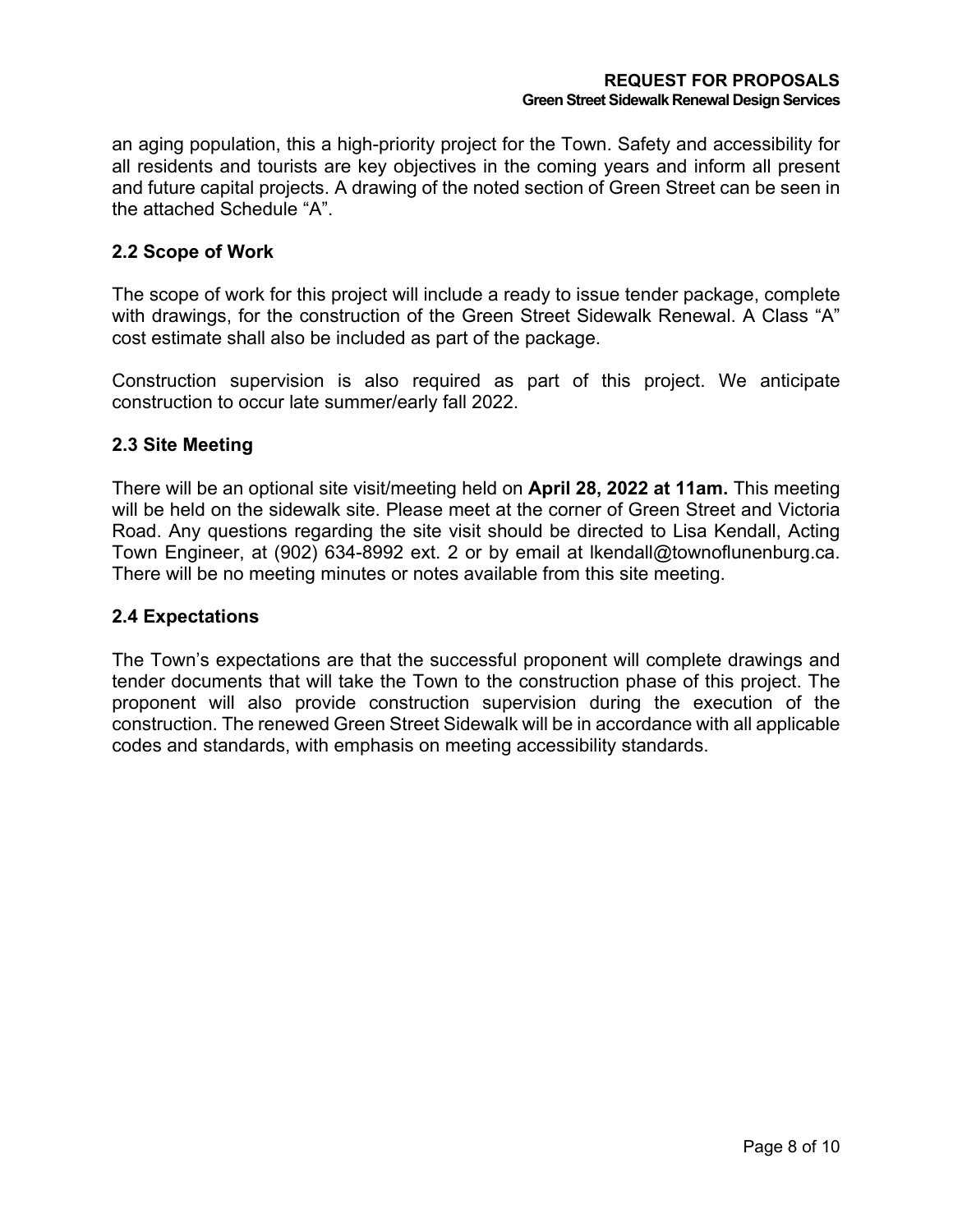an aging population, this a high-priority project for the Town. Safety and accessibility for all residents and tourists are key objectives in the coming years and inform all present and future capital projects. A drawing of the noted section of Green Street can be seen in the attached Schedule "A".

## 2.2 Scope of Work

The scope of work for this project will include a ready to issue tender package, complete with drawings, for the construction of the Green Street Sidewalk Renewal. A Class "A" cost estimate shall also be included as part of the package.

Construction supervision is also required as part of this project. We anticipate construction to occur late summer/early fall 2022.

## 2.3 Site Meeting

There will be an optional site visit/meeting held on **April 28, 2022 at 11am.** This meeting will be held on the sidewalk site. Please meet at the corner of Green Street and Victoria Road. Any questions regarding the site visit should be directed to Lisa Kendall, Acting Town Engineer, at (902) 634-8992 ext. 2 or by email at lkendall@townoflunenburg.ca. There will be no meeting minutes or notes available from this site meeting.

## 2.4 Expectations

The Town's expectations are that the successful proponent will complete drawings and tender documents that will take the Town to the construction phase of this project. The proponent will also provide construction supervision during the execution of the construction. The renewed Green Street Sidewalk will be in accordance with all applicable codes and standards, with emphasis on meeting accessibility standards.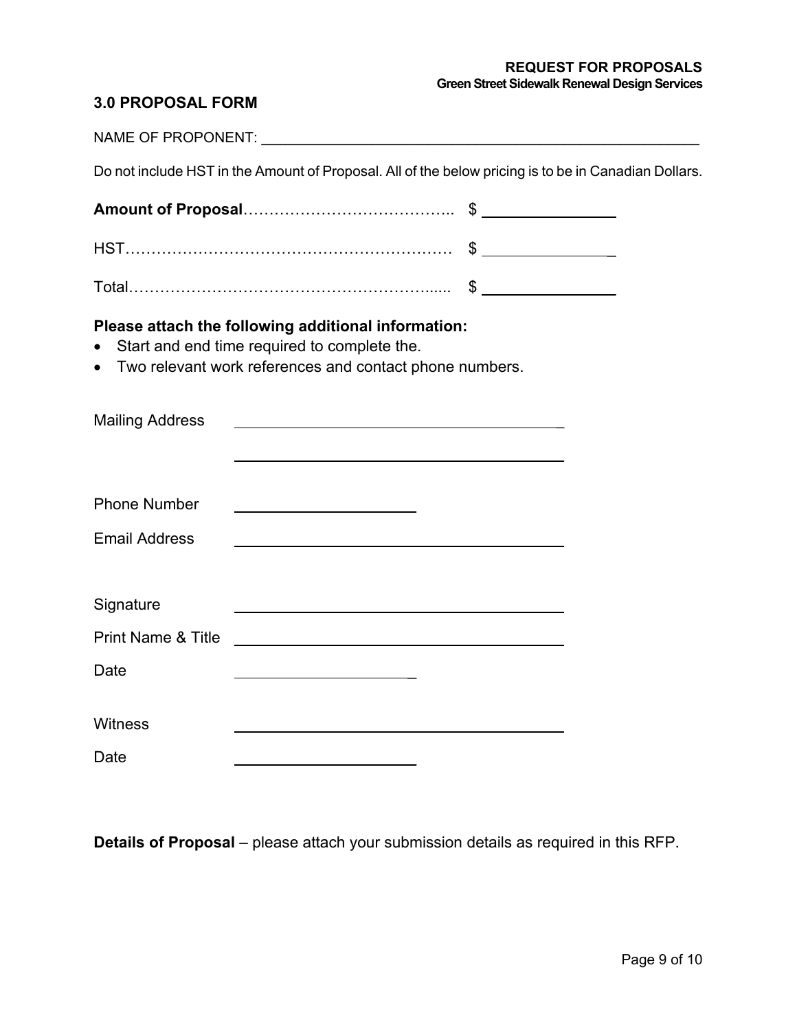## 3.0 PROPOSAL FORM

NAME OF PROPONENT: ________________________________________________________

Do not include HST in the Amount of Proposal. All of the below pricing is to be in Canadian Dollars.

**Amount of Proposal**………………………………….. $ ________________

HST……………………………………………………… $ ________________

Total…………………………………………………..... $ ________________

**Please attach the following additional information:**

- Start and end time required to complete the.
- Two relevant work references and contact phone numbers.

Mailing Address ________________________________________

________________________________________

Phone Number ______________________

Email Address ________________________________________

Signature ________________________________________

Print Name & Title ________________________________________

Date ______________________

Witness ________________________________________

Date ______________________

**Details of Proposal** – please attach your submission details as required in this RFP.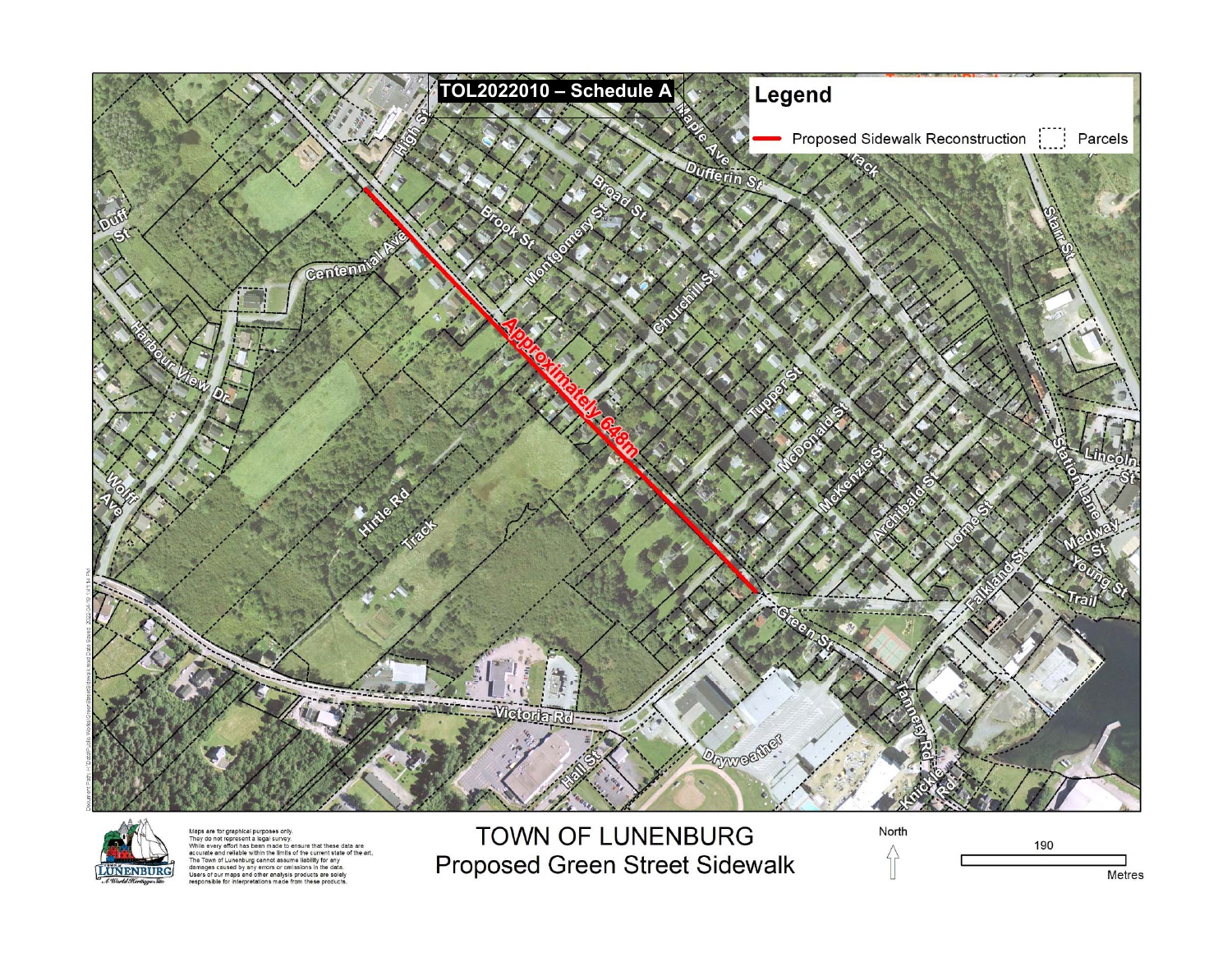TOL2022010 – Schedule A

**Legend**

Proposed Sidewalk Reconstruction

Parcels

Approximately 648m

High St
Maple Ave
Dufferin St
Broad St
Brook St
Montgomery St
Duff St
Centennial Ave
Churchill St
Harbour View Dr
Tupper St
McDonald St
McKenzie St
Archibald St
Lorne St
Falkland St
Station Lane
Lincoln St
Medway St
Young St
Trail
Starr St
Track
Wolff Ave
Hirtle Rd
Track
Green St
Victoria Rd
Hall St
Dryweather
Tannery Rd
Knickle Rd

Maps are for graphical purposes only. They do not represent a legal survey. While every effort has been made to ensure that these data are accurate and reliable within the limits of the current state of the art, The Town of Lunenburg cannot assume liability for any damages caused by any errors or omissions in the data. Users of our maps and other analysis products are solely responsible for interpretations made from these products.

# TOWN OF LUNENBURG
# Proposed Green Street Sidewalk

North

190

Metres